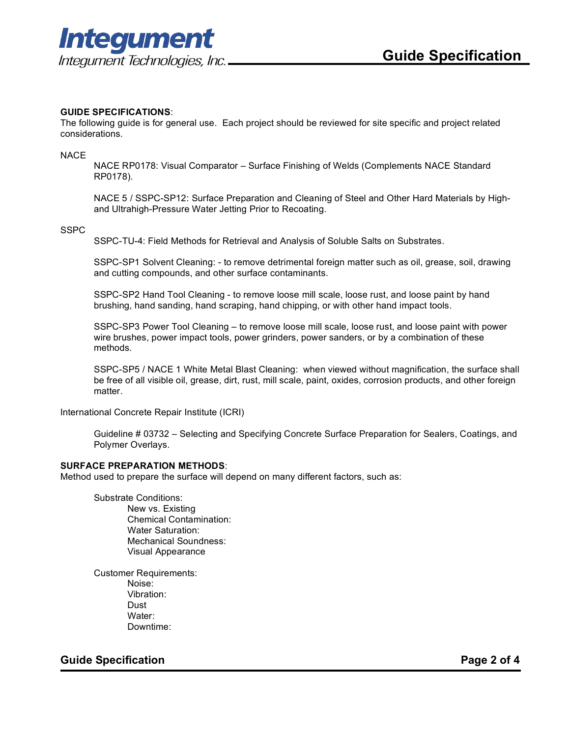**GUIDE SPECIFICATIONS**:
The following guide is for general use. Each project should be reviewed for site specific and project related considerations.

NACE

NACE RP0178: Visual Comparator – Surface Finishing of Welds (Complements NACE Standard RP0178).

NACE 5 / SSPC-SP12: Surface Preparation and Cleaning of Steel and Other Hard Materials by High- and Ultrahigh-Pressure Water Jetting Prior to Recoating.

SSPC

SSPC-TU-4: Field Methods for Retrieval and Analysis of Soluble Salts on Substrates.

SSPC-SP1 Solvent Cleaning: - to remove detrimental foreign matter such as oil, grease, soil, drawing and cutting compounds, and other surface contaminants.

SSPC-SP2 Hand Tool Cleaning - to remove loose mill scale, loose rust, and loose paint by hand brushing, hand sanding, hand scraping, hand chipping, or with other hand impact tools.

SSPC-SP3 Power Tool Cleaning – to remove loose mill scale, loose rust, and loose paint with power wire brushes, power impact tools, power grinders, power sanders, or by a combination of these methods.

SSPC-SP5 / NACE 1 White Metal Blast Cleaning: when viewed without magnification, the surface shall be free of all visible oil, grease, dirt, rust, mill scale, paint, oxides, corrosion products, and other foreign matter.

International Concrete Repair Institute (ICRI)

Guideline # 03732 – Selecting and Specifying Concrete Surface Preparation for Sealers, Coatings, and Polymer Overlays.

**SURFACE PREPARATION METHODS**:
Method used to prepare the surface will depend on many different factors, such as:

Substrate Conditions:
- New vs. Existing
- Chemical Contamination:
- Water Saturation:
- Mechanical Soundness:
- Visual Appearance

Customer Requirements:
- Noise:
- Vibration:
- Dust
- Water:
- Downtime: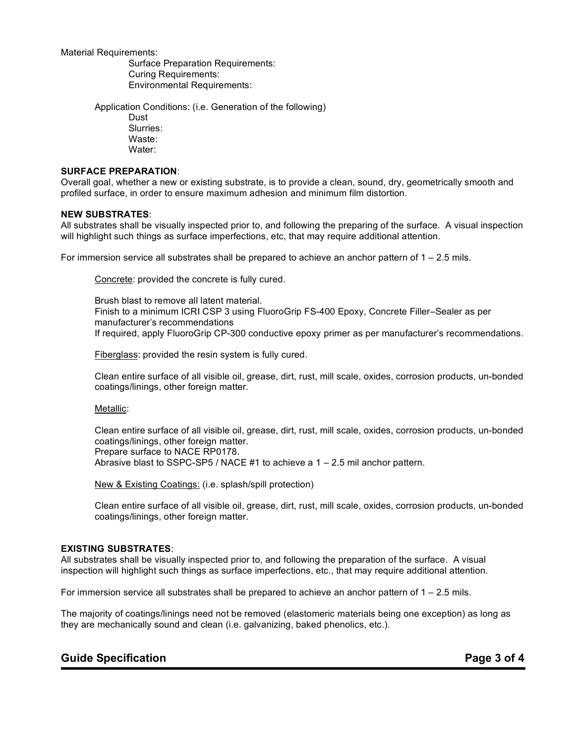Material Requirements:

Surface Preparation Requirements:
Curing Requirements:
Environmental Requirements:

Application Conditions: (i.e. Generation of the following)

Dust
Slurries:
Waste:
Water:

**SURFACE PREPARATION**:
Overall goal, whether a new or existing substrate, is to provide a clean, sound, dry, geometrically smooth and profiled surface, in order to ensure maximum adhesion and minimum film distortion.

**NEW SUBSTRATES**:
All substrates shall be visually inspected prior to, and following the preparing of the surface. A visual inspection will highlight such things as surface imperfections, etc, that may require additional attention.

For immersion service all substrates shall be prepared to achieve an anchor pattern of 1 – 2.5 mils.

<u>Concrete</u>: provided the concrete is fully cured.

Brush blast to remove all latent material.
Finish to a minimum ICRI CSP 3 using FluoroGrip FS-400 Epoxy, Concrete Filler–Sealer as per manufacturer's recommendations
If required, apply FluoroGrip CP-300 conductive epoxy primer as per manufacturer's recommendations.

<u>Fiberglass</u>: provided the resin system is fully cured.

Clean entire surface of all visible oil, grease, dirt, rust, mill scale, oxides, corrosion products, un-bonded coatings/linings, other foreign matter.

<u>Metallic</u>:

Clean entire surface of all visible oil, grease, dirt, rust, mill scale, oxides, corrosion products, un-bonded coatings/linings, other foreign matter.
Prepare surface to NACE RP0178.
Abrasive blast to SSPC-SP5 / NACE #1 to achieve a 1 – 2.5 mil anchor pattern.

<u>New & Existing Coatings:</u> (i.e. splash/spill protection)

Clean entire surface of all visible oil, grease, dirt, rust, mill scale, oxides, corrosion products, un-bonded coatings/linings, other foreign matter.

**EXISTING SUBSTRATES**:
All substrates shall be visually inspected prior to, and following the preparation of the surface. A visual inspection will highlight such things as surface imperfections, etc., that may require additional attention.

For immersion service all substrates shall be prepared to achieve an anchor pattern of 1 – 2.5 mils.

The majority of coatings/linings need not be removed (elastomeric materials being one exception) as long as they are mechanically sound and clean (i.e. galvanizing, baked phenolics, etc.).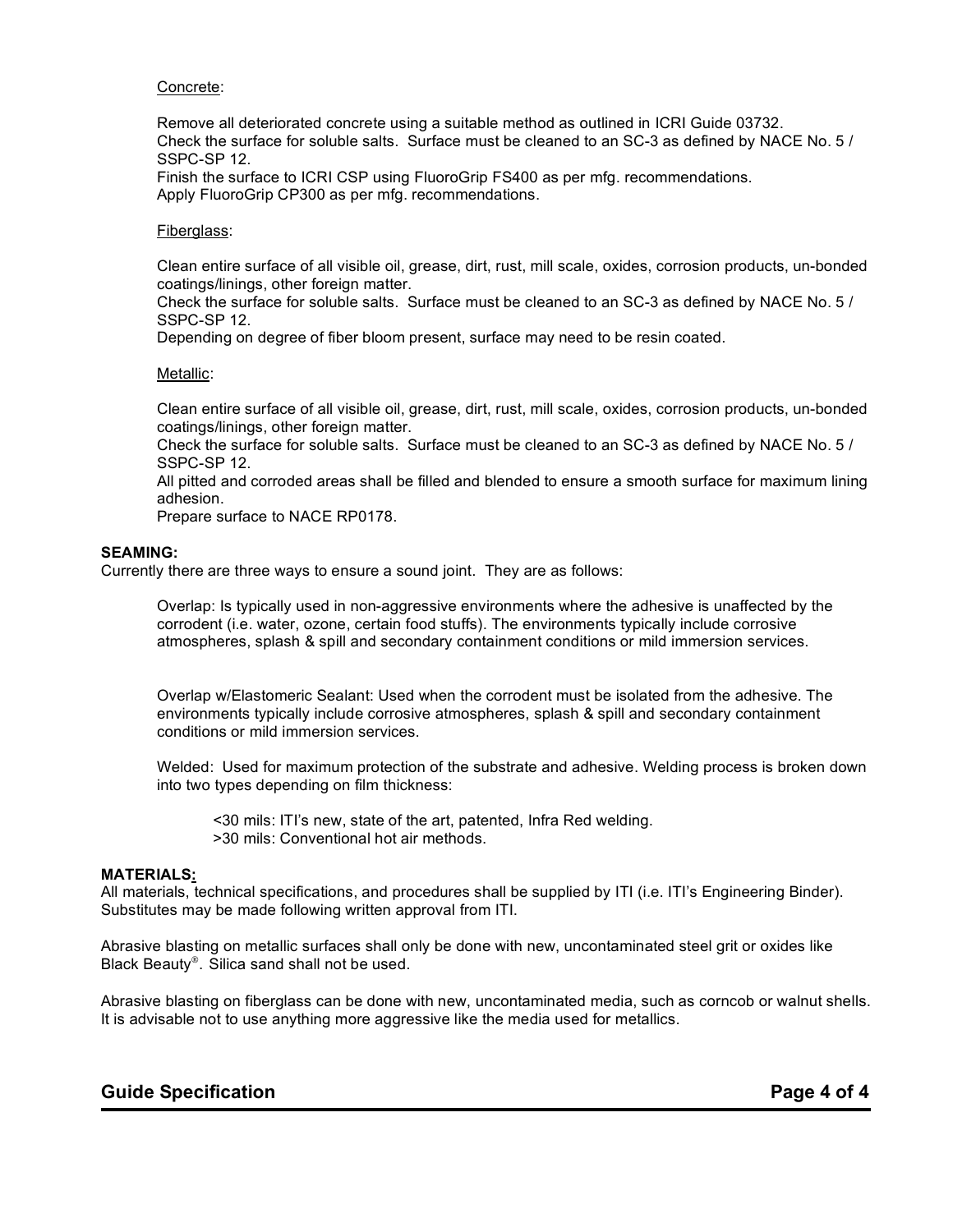Concrete:

Remove all deteriorated concrete using a suitable method as outlined in ICRI Guide 03732.
Check the surface for soluble salts. Surface must be cleaned to an SC-3 as defined by NACE No. 5 / SSPC-SP 12.
Finish the surface to ICRI CSP using FluoroGrip FS400 as per mfg. recommendations.
Apply FluoroGrip CP300 as per mfg. recommendations.

Fiberglass:

Clean entire surface of all visible oil, grease, dirt, rust, mill scale, oxides, corrosion products, un-bonded coatings/linings, other foreign matter.
Check the surface for soluble salts. Surface must be cleaned to an SC-3 as defined by NACE No. 5 / SSPC-SP 12.
Depending on degree of fiber bloom present, surface may need to be resin coated.

Metallic:

Clean entire surface of all visible oil, grease, dirt, rust, mill scale, oxides, corrosion products, un-bonded coatings/linings, other foreign matter.
Check the surface for soluble salts. Surface must be cleaned to an SC-3 as defined by NACE No. 5 / SSPC-SP 12.
All pitted and corroded areas shall be filled and blended to ensure a smooth surface for maximum lining adhesion.
Prepare surface to NACE RP0178.

**SEAMING:**
Currently there are three ways to ensure a sound joint. They are as follows:

Overlap: Is typically used in non-aggressive environments where the adhesive is unaffected by the corrodent (i.e. water, ozone, certain food stuffs). The environments typically include corrosive atmospheres, splash & spill and secondary containment conditions or mild immersion services.

Overlap w/Elastomeric Sealant: Used when the corrodent must be isolated from the adhesive. The environments typically include corrosive atmospheres, splash & spill and secondary containment conditions or mild immersion services.

Welded: Used for maximum protection of the substrate and adhesive. Welding process is broken down into two types depending on film thickness:

<30 mils: ITI's new, state of the art, patented, Infra Red welding.
>30 mils: Conventional hot air methods.

**MATERIALS:**
All materials, technical specifications, and procedures shall be supplied by ITI (i.e. ITI's Engineering Binder). Substitutes may be made following written approval from ITI.

Abrasive blasting on metallic surfaces shall only be done with new, uncontaminated steel grit or oxides like Black Beauty®. Silica sand shall not be used.

Abrasive blasting on fiberglass can be done with new, uncontaminated media, such as corncob or walnut shells. It is advisable not to use anything more aggressive like the media used for metallics.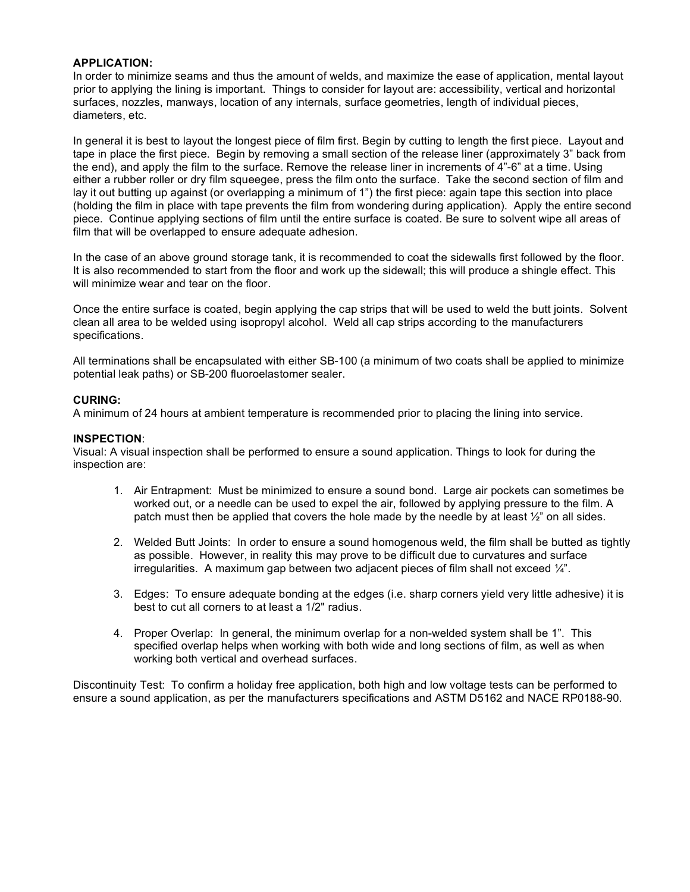**APPLICATION:**
In order to minimize seams and thus the amount of welds, and maximize the ease of application, mental layout prior to applying the lining is important. Things to consider for layout are: accessibility, vertical and horizontal surfaces, nozzles, manways, location of any internals, surface geometries, length of individual pieces, diameters, etc.

In general it is best to layout the longest piece of film first. Begin by cutting to length the first piece. Layout and tape in place the first piece. Begin by removing a small section of the release liner (approximately 3" back from the end), and apply the film to the surface. Remove the release liner in increments of 4"-6" at a time. Using either a rubber roller or dry film squeegee, press the film onto the surface. Take the second section of film and lay it out butting up against (or overlapping a minimum of 1") the first piece: again tape this section into place (holding the film in place with tape prevents the film from wondering during application). Apply the entire second piece. Continue applying sections of film until the entire surface is coated. Be sure to solvent wipe all areas of film that will be overlapped to ensure adequate adhesion.

In the case of an above ground storage tank, it is recommended to coat the sidewalls first followed by the floor. It is also recommended to start from the floor and work up the sidewall; this will produce a shingle effect. This will minimize wear and tear on the floor.

Once the entire surface is coated, begin applying the cap strips that will be used to weld the butt joints. Solvent clean all area to be welded using isopropyl alcohol. Weld all cap strips according to the manufacturers specifications.

All terminations shall be encapsulated with either SB-100 (a minimum of two coats shall be applied to minimize potential leak paths) or SB-200 fluoroelastomer sealer.

**CURING:**
A minimum of 24 hours at ambient temperature is recommended prior to placing the lining into service.

**INSPECTION**:
Visual: A visual inspection shall be performed to ensure a sound application. Things to look for during the inspection are:

1. Air Entrapment: Must be minimized to ensure a sound bond. Large air pockets can sometimes be worked out, or a needle can be used to expel the air, followed by applying pressure to the film. A patch must then be applied that covers the hole made by the needle by at least ½" on all sides.

2. Welded Butt Joints: In order to ensure a sound homogenous weld, the film shall be butted as tightly as possible. However, in reality this may prove to be difficult due to curvatures and surface irregularities. A maximum gap between two adjacent pieces of film shall not exceed ¼".

3. Edges: To ensure adequate bonding at the edges (i.e. sharp corners yield very little adhesive) it is best to cut all corners to at least a 1/2" radius.

4. Proper Overlap: In general, the minimum overlap for a non-welded system shall be 1". This specified overlap helps when working with both wide and long sections of film, as well as when working both vertical and overhead surfaces.

Discontinuity Test: To confirm a holiday free application, both high and low voltage tests can be performed to ensure a sound application, as per the manufacturers specifications and ASTM D5162 and NACE RP0188-90.